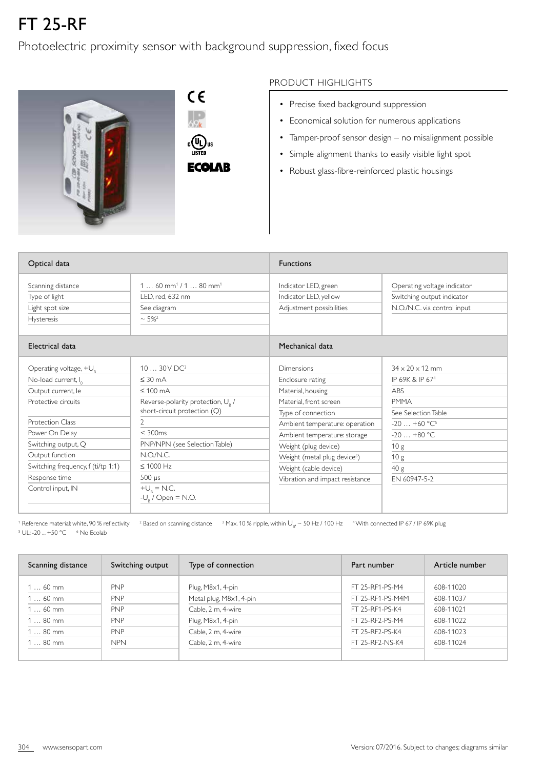# FT 25-RF

Photoelectric proximity sensor with background suppression, fixed focus

## PRODUCT HIGHLIGHTS

- Precise fixed background suppression
- Economical solution for numerous applications
- Tamper-proof sensor design – no misalignment possible
- Simple alignment thanks to easily visible light spot
- Robust glass-fibre-reinforced plastic housings

| Optical data | |
|---|---|
| Scanning distance | 1 … 60 mm[1] / 1 … 80 mm[1] |
| Type of light | LED, red, 632 nm |
| Light spot size | See diagram |
| Hysteresis | ~ 5%[2] |

| Functions | |
|---|---|
| Indicator LED, green | Operating voltage indicator |
| Indicator LED, yellow | Switching output indicator |
| Adjustment possibilities | N.O./N.C. via control input |

| Electrical data | |
|---|---|
| Operating voltage, $+U_B$ | 10 … 30 V DC[3] |
| No-load current, $I_0$ | ≤ 30 mA |
| Output current, Ie | ≤ 100 mA |
| Protective circuits | Reverse-polarity protection, $U_B$ / short-circuit protection (Q) |
| Protection Class | 2 |
| Power On Delay | < 300ms |
| Switching output, Q | PNP/NPN (see Selection Table) |
| Output function | N.O./N.C. |
| Switching frequency, f (ti/tp 1:1) | ≤ 1000 Hz |
| Response time | 500 µs |
| Control input, IN | $+U_B$ = N.C.<br>$-U_B$ / Open = N.O. |

| Mechanical data | |
|---|---|
| Dimensions | 34 x 20 x 12 mm |
| Enclosure rating | IP 69K & IP 67[4] |
| Material, housing | ABS |
| Material, front screen | PMMA |
| Type of connection | See Selection Table |
| Ambient temperature: operation | -20 … +60 °C[5] |
| Ambient temperature: storage | -20 … +80 °C |
| Weight (plug device) | 10 g |
| Weight (metal plug device[6]) | 10 g |
| Weight (cable device) | 40 g |
| Vibration and impact resistance | EN 60947-5-2 |

[1] Reference material: white, 90 % reflectivity [2] Based on scanning distance [3] Max. 10 % ripple, within $U_B$, ~ 50 Hz / 100 Hz [4] With connected IP 67 / IP 69K plug
[5] UL: -20 ... +50 °C [6] No Ecolab

| Scanning distance | Switching output | Type of connection | Part number | Article number |
|---|---|---|---|---|
| 1 … 60 mm | PNP | Plug, M8x1, 4-pin | FT 25-RF1-PS-M4 | 608-11020 |
| 1 … 60 mm | PNP | Metal plug, M8x1, 4-pin | FT 25-RF1-PS-M4M | 608-11037 |
| 1 … 60 mm | PNP | Cable, 2 m, 4-wire | FT 25-RF1-PS-K4 | 608-11021 |
| 1 … 80 mm | PNP | Plug, M8x1, 4-pin | FT 25-RF2-PS-M4 | 608-11022 |
| 1 … 80 mm | PNP | Cable, 2 m, 4-wire | FT 25-RF2-PS-K4 | 608-11023 |
| 1 … 80 mm | NPN | Cable, 2 m, 4-wire | FT 25-RF2-NS-K4 | 608-11024 |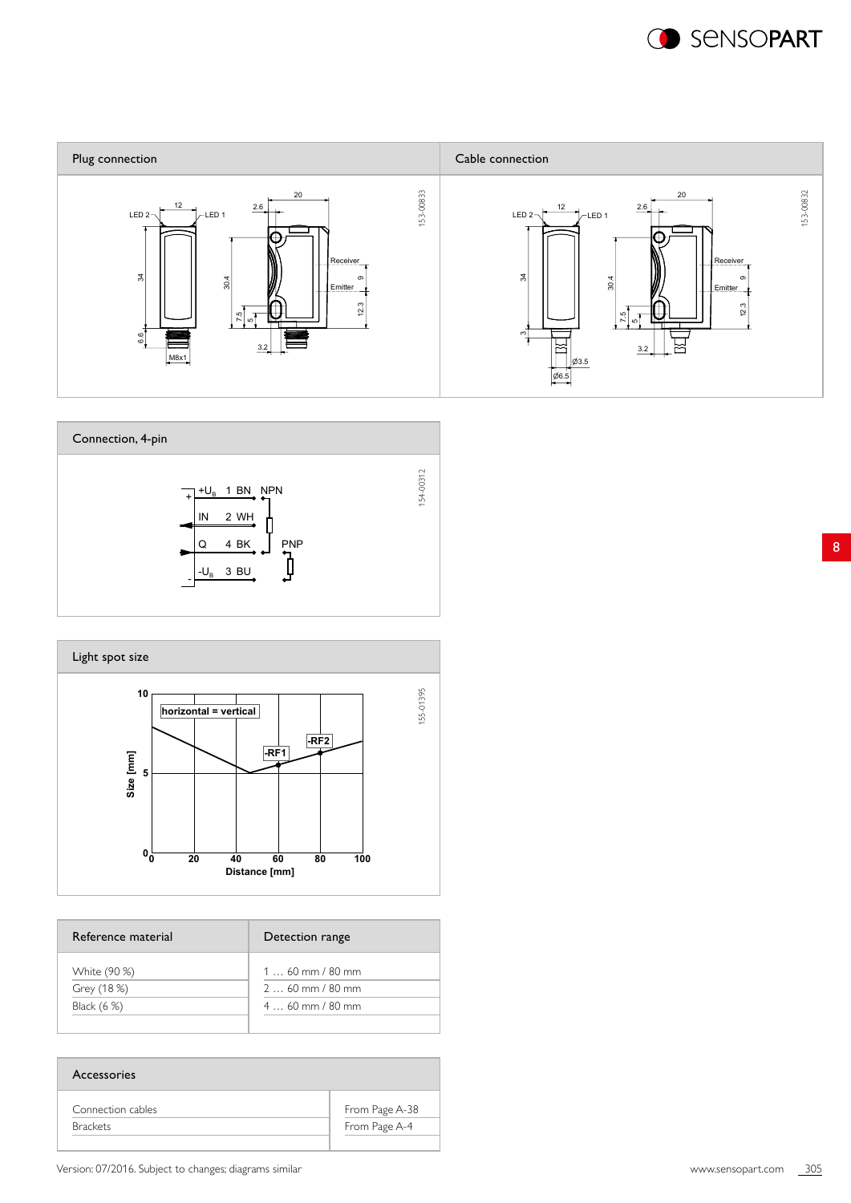## Plug connection

LED 2
12
LED 1
34
6.6
M8x1
2.6
20
30.4
7.5
5
3.2
Receiver
Emitter
9
12.3
153-00833

## Cable connection

LED 2
12
LED 1
34
3
Ø3.5
Ø6.5
2.6
20
30.4
7.5
5
3.2
Receiver
Emitter
9
12.3
153-00832

## Connection, 4-pin

+
$+U_B$ 1 BN NPN
IN 2 WH
Q 4 BK PNP
$-U_B$ 3 BU
-
154-00312

## Light spot size

horizontal = vertical
RF1
RF2
Size [mm]
10
5
0
0
20
40
60
80
100
Distance [mm]
155-01395

| Reference material | Detection range |
|---|---|
| White (90 %) | 1 … 60 mm / 80 mm |
| Grey (18 %) | 2 … 60 mm / 80 mm |
| Black (6 %) | 4 … 60 mm / 80 mm |

| Accessories | |
|---|---|
| Connection cables | From Page A-38 |
| Brackets | From Page A-4 |

Version: 07/2016. Subject to changes; diagrams similar